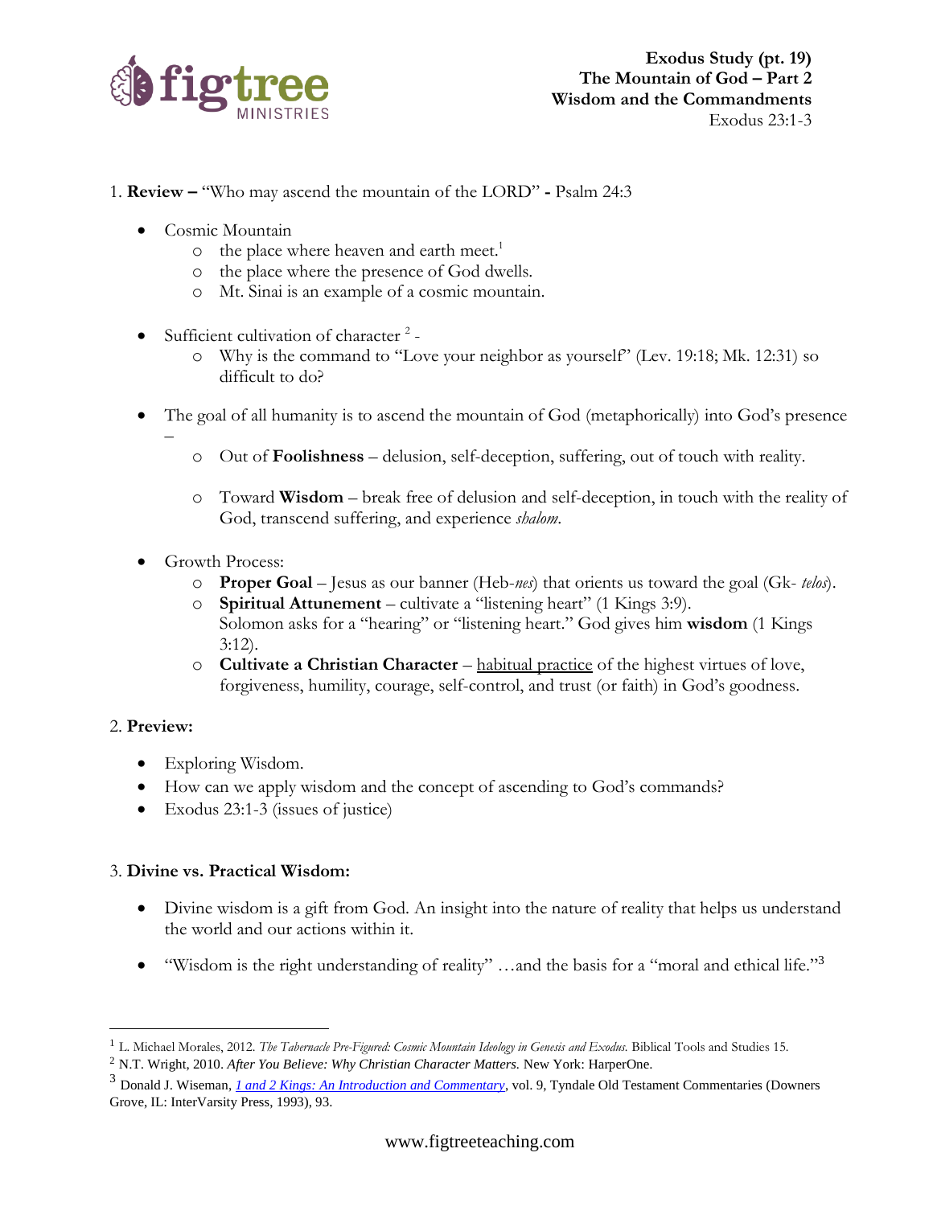**Exodus Study (pt. 19)**
**The Mountain of God – Part 2**
**Wisdom and the Commandments**
Exodus 23:1-3

1. **Review –** "Who may ascend the mountain of the LORD" **-** Psalm 24:3

- Cosmic Mountain
  - the place where heaven and earth meet.[1]
  - the place where the presence of God dwells.
  - Mt. Sinai is an example of a cosmic mountain.

- Sufficient cultivation of character [2] -
  - Why is the command to "Love your neighbor as yourself" (Lev. 19:18; Mk. 12:31) so difficult to do?

- The goal of all humanity is to ascend the mountain of God (metaphorically) into God's presence –
  - Out of **Foolishness** – delusion, self-deception, suffering, out of touch with reality.
  - Toward **Wisdom** – break free of delusion and self-deception, in touch with the reality of God, transcend suffering, and experience *shalom*.

- Growth Process:
  - **Proper Goal** – Jesus as our banner (Heb-*nes*) that orients us toward the goal (Gk- *telos*).
  - **Spiritual Attunement** – cultivate a "listening heart" (1 Kings 3:9). Solomon asks for a "hearing" or "listening heart." God gives him **wisdom** (1 Kings 3:12).
  - **Cultivate a Christian Character** – habitual practice of the highest virtues of love, forgiveness, humility, courage, self-control, and trust (or faith) in God's goodness.

2. **Preview:**

- Exploring Wisdom.
- How can we apply wisdom and the concept of ascending to God's commands?
- Exodus 23:1-3 (issues of justice)

3. **Divine vs. Practical Wisdom:**

- Divine wisdom is a gift from God. An insight into the nature of reality that helps us understand the world and our actions within it.

- "Wisdom is the right understanding of reality" …and the basis for a "moral and ethical life."[3]

---

[1] L. Michael Morales, 2012. *The Tabernacle Pre-Figured: Cosmic Mountain Ideology in Genesis and Exodus.* Biblical Tools and Studies 15.

[2] N.T. Wright, 2010. *After You Believe: Why Christian Character Matters.* New York: HarperOne.

[3] Donald J. Wiseman, *1 and 2 Kings: An Introduction and Commentary*, vol. 9, Tyndale Old Testament Commentaries (Downers Grove, IL: InterVarsity Press, 1993), 93.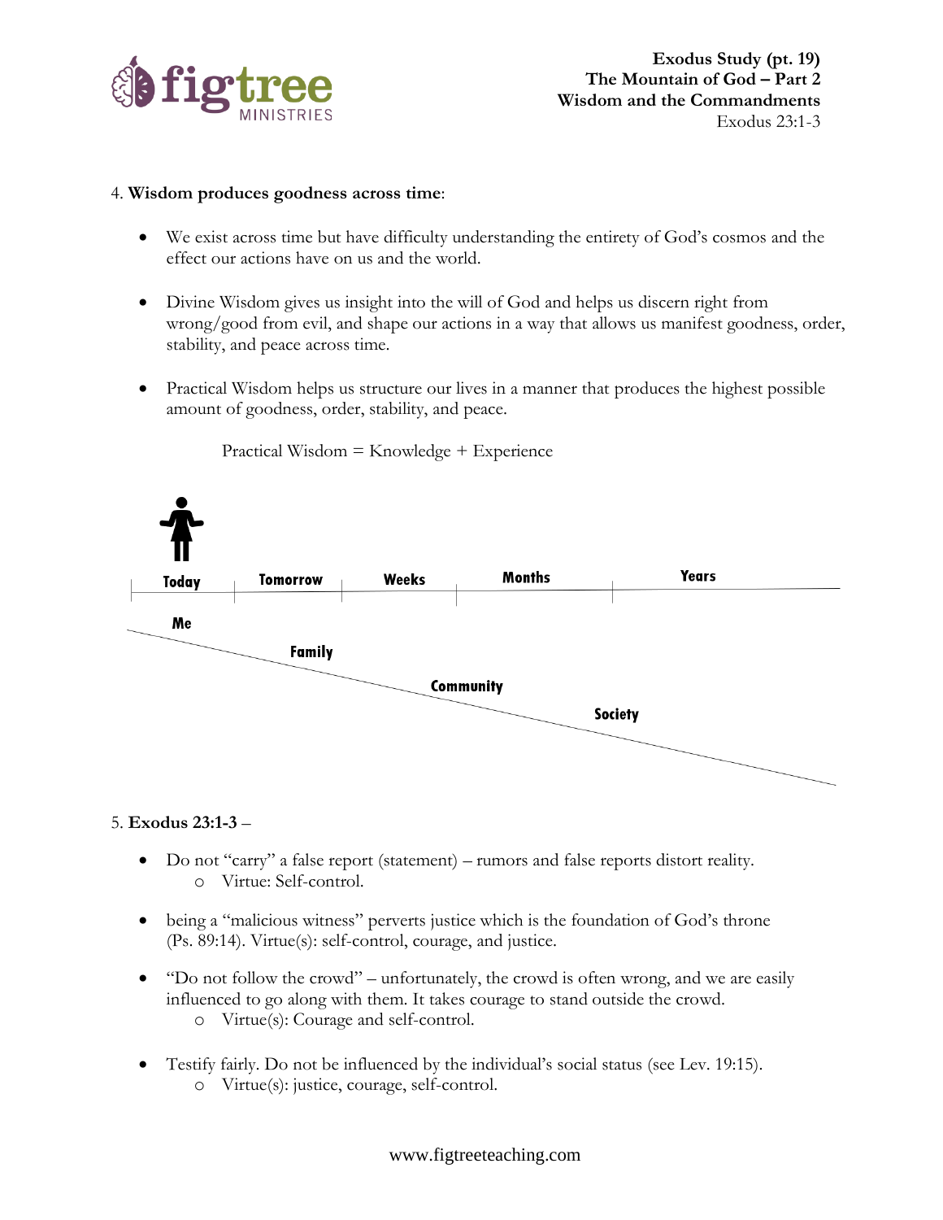4. **Wisdom produces goodness across time**:

- We exist across time but have difficulty understanding the entirety of God's cosmos and the effect our actions have on us and the world.

- Divine Wisdom gives us insight into the will of God and helps us discern right from wrong/good from evil, and shape our actions in a way that allows us manifest goodness, order, stability, and peace across time.

- Practical Wisdom helps us structure our lives in a manner that produces the highest possible amount of goodness, order, stability, and peace.

Practical Wisdom = Knowledge + Experience

Today Tomorrow Weeks Months Years

Me

Family

Community

Society

5. **Exodus 23:1-3** –

- Do not "carry" a false report (statement) – rumors and false reports distort reality.
    - Virtue: Self-control.

- being a "malicious witness" perverts justice which is the foundation of God's throne (Ps. 89:14). Virtue(s): self-control, courage, and justice.

- "Do not follow the crowd" – unfortunately, the crowd is often wrong, and we are easily influenced to go along with them. It takes courage to stand outside the crowd.
    - Virtue(s): Courage and self-control.

- Testify fairly. Do not be influenced by the individual's social status (see Lev. 19:15).
    - Virtue(s): justice, courage, self-control.